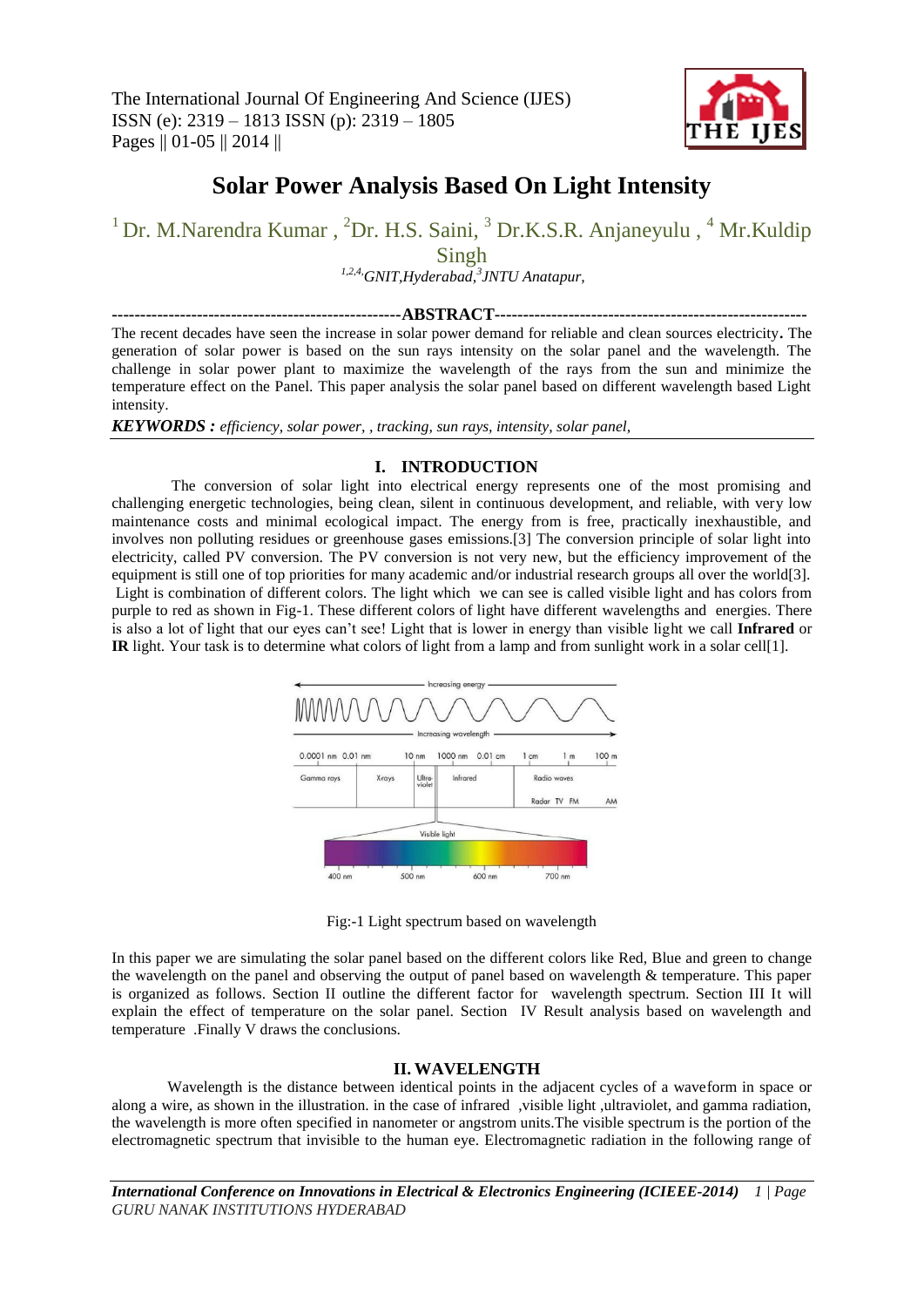# Solar Power Analysis Based On Light Intensity

[1] Dr. M.Narendra Kumar , [2]Dr. H.S. Saini, [3] Dr.K.S.R. Anjaneyulu , [4] Mr.Kuldip Singh

[1,2,4,]GNIT,Hyderabad,[3]JNTU Anatapur,

## ABSTRACT

The recent decades have seen the increase in solar power demand for reliable and clean sources electricity**.** The generation of solar power is based on the sun rays intensity on the solar panel and the wavelength. The challenge in solar power plant to maximize the wavelength of the rays from the sun and minimize the temperature effect on the Panel. This paper analysis the solar panel based on different wavelength based Light intensity.

***KEYWORDS :*** *efficiency, solar power, , tracking, sun rays, intensity, solar panel,*

## I. INTRODUCTION

The conversion of solar light into electrical energy represents one of the most promising and challenging energetic technologies, being clean, silent in continuous development, and reliable, with very low maintenance costs and minimal ecological impact. The energy from is free, practically inexhaustible, and involves non polluting residues or greenhouse gases emissions.[3] The conversion principle of solar light into electricity, called PV conversion. The PV conversion is not very new, but the efficiency improvement of the equipment is still one of top priorities for many academic and/or industrial research groups all over the world[3]. Light is combination of different colors. The light which we can see is called visible light and has colors from purple to red as shown in Fig-1. These different colors of light have different wavelengths and energies. There is also a lot of light that our eyes can't see! Light that is lower in energy than visible light we call **Infrared** or **IR** light. Your task is to determine what colors of light from a lamp and from sunlight work in a solar cell[1].

Fig:-1 Light spectrum based on wavelength

In this paper we are simulating the solar panel based on the different colors like Red, Blue and green to change the wavelength on the panel and observing the output of panel based on wavelength & temperature. This paper is organized as follows. Section II outline the different factor for wavelength spectrum. Section III It will explain the effect of temperature on the solar panel. Section IV Result analysis based on wavelength and temperature .Finally V draws the conclusions.

## II. WAVELENGTH

Wavelength is the distance between identical points in the adjacent cycles of a waveform in space or along a wire, as shown in the illustration. in the case of infrared ,visible light ,ultraviolet, and gamma radiation, the wavelength is more often specified in nanometer or angstrom units.The visible spectrum is the portion of the electromagnetic spectrum that invisible to the human eye. Electromagnetic radiation in the following range of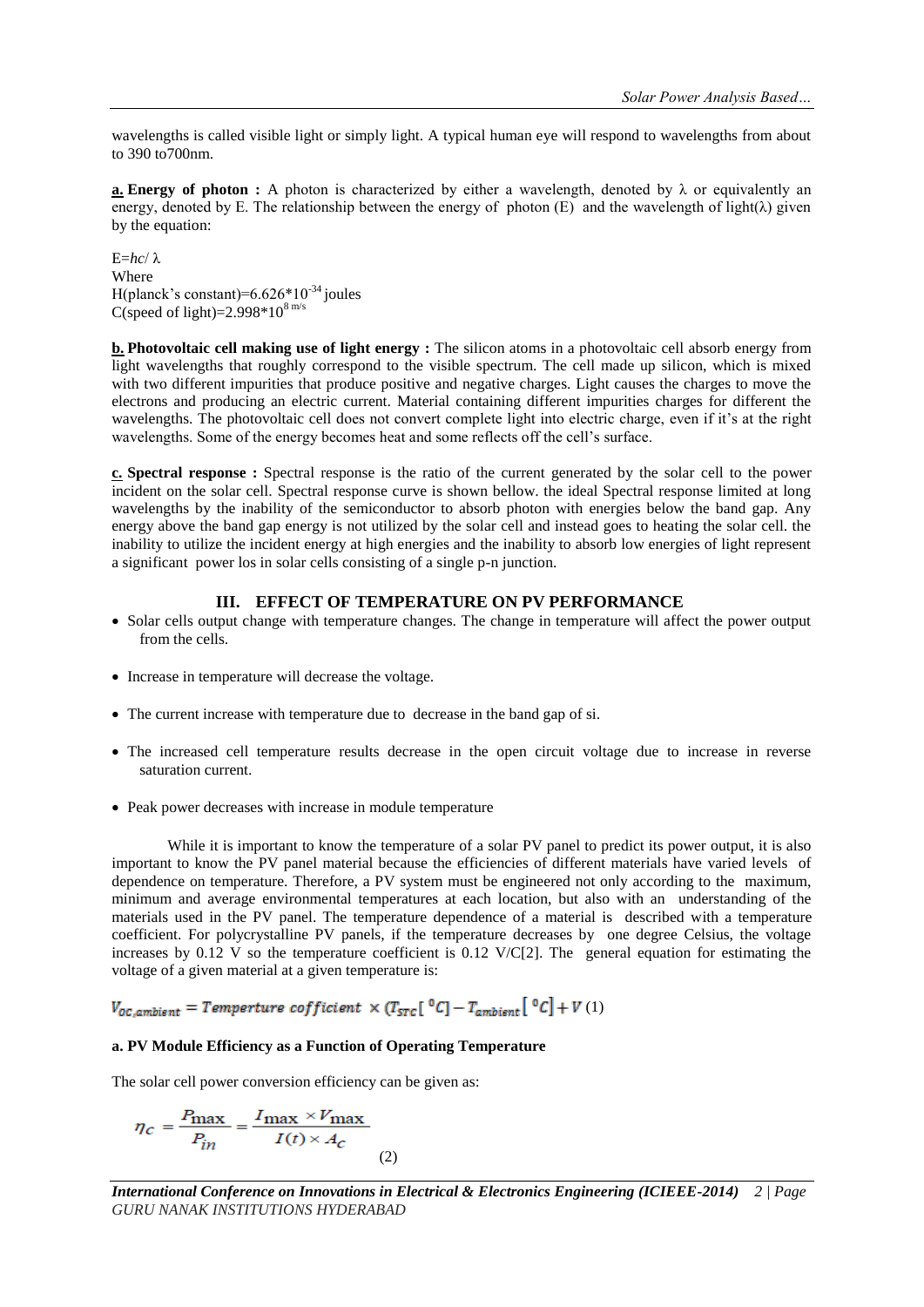wavelengths is called visible light or simply light. A typical human eye will respond to wavelengths from about to 390 to700nm.

**a. Energy of photon :** A photon is characterized by either a wavelength, denoted by λ or equivalently an energy, denoted by E. The relationship between the energy of photon (E) and the wavelength of light(λ) given by the equation:

$E=hc/\lambda$
Where
H(planck's constant)=$6.626*10^{-34}$ joules
C(speed of light)=$2.998*10^{8\ m/s}$

**b. Photovoltaic cell making use of light energy :** The silicon atoms in a photovoltaic cell absorb energy from light wavelengths that roughly correspond to the visible spectrum. The cell made up silicon, which is mixed with two different impurities that produce positive and negative charges. Light causes the charges to move the electrons and producing an electric current. Material containing different impurities charges for different the wavelengths. The photovoltaic cell does not convert complete light into electric charge, even if it's at the right wavelengths. Some of the energy becomes heat and some reflects off the cell's surface.

**c. Spectral response :** Spectral response is the ratio of the current generated by the solar cell to the power incident on the solar cell. Spectral response curve is shown bellow. the ideal Spectral response limited at long wavelengths by the inability of the semiconductor to absorb photon with energies below the band gap. Any energy above the band gap energy is not utilized by the solar cell and instead goes to heating the solar cell. the inability to utilize the incident energy at high energies and the inability to absorb low energies of light represent a significant power los in solar cells consisting of a single p-n junction.

## III. EFFECT OF TEMPERATURE ON PV PERFORMANCE

- Solar cells output change with temperature changes. The change in temperature will affect the power output from the cells.
- Increase in temperature will decrease the voltage.
- The current increase with temperature due to decrease in the band gap of si.
- The increased cell temperature results decrease in the open circuit voltage due to increase in reverse saturation current.
- Peak power decreases with increase in module temperature

While it is important to know the temperature of a solar PV panel to predict its power output, it is also important to know the PV panel material because the efficiencies of different materials have varied levels of dependence on temperature. Therefore, a PV system must be engineered not only according to the maximum, minimum and average environmental temperatures at each location, but also with an understanding of the materials used in the PV panel. The temperature dependence of a material is described with a temperature coefficient. For polycrystalline PV panels, if the temperature decreases by one degree Celsius, the voltage increases by 0.12 V so the temperature coefficient is 0.12 V/C[2]. The general equation for estimating the voltage of a given material at a given temperature is:

$$V_{OC,ambient} = Temperture\ cofficient \times (T_{STC}[\,^{0}C] - T_{ambient}[\,^{0}C] + V \quad (1)$$

### a. PV Module Efficiency as a Function of Operating Temperature

The solar cell power conversion efficiency can be given as:

$$\eta_C = \frac{P_{\max}}{P_{in}} = \frac{I_{\max} \times V_{\max}}{I(t) \times A_C} \quad (2)$$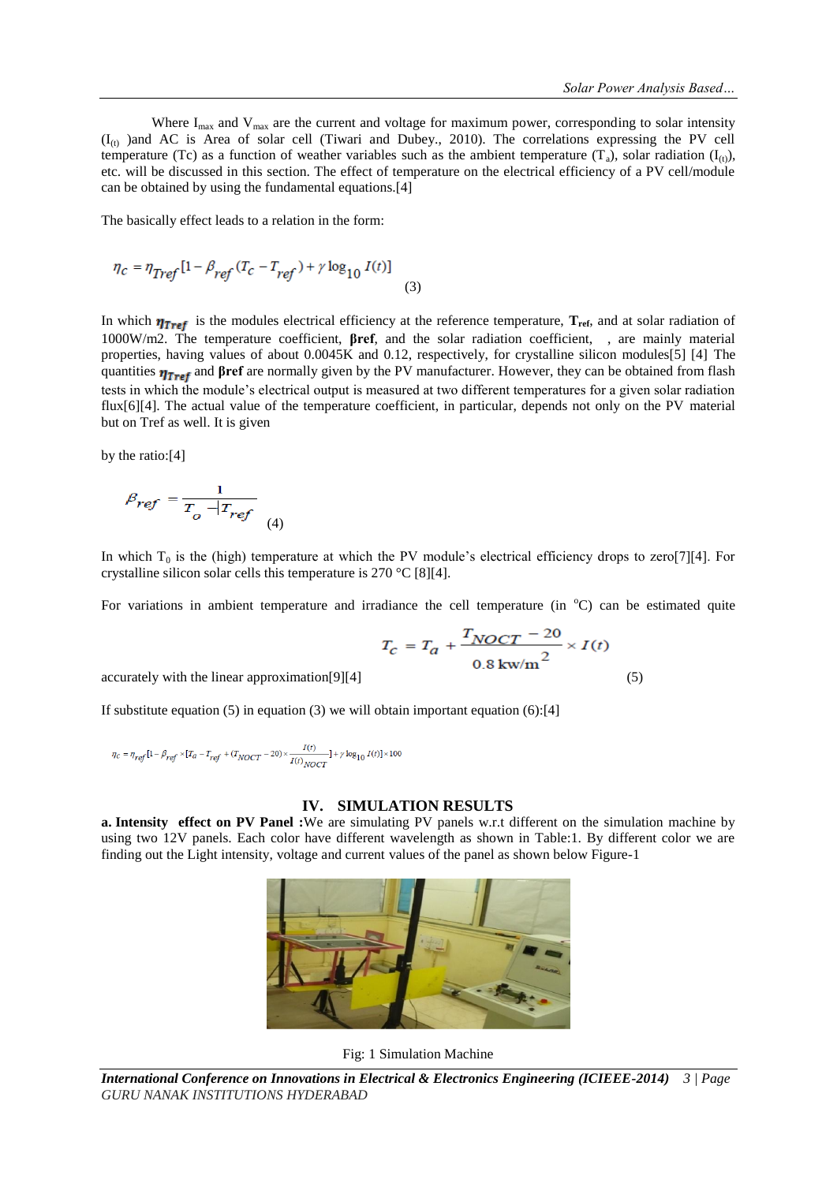Where $I_{max}$ and $V_{max}$ are the current and voltage for maximum power, corresponding to solar intensity ($I_{(t)}$ )and AC is Area of solar cell (Tiwari and Dubey., 2010). The correlations expressing the PV cell temperature (Tc) as a function of weather variables such as the ambient temperature ($T_a$), solar radiation ($I_{(t)}$), etc. will be discussed in this section. The effect of temperature on the electrical efficiency of a PV cell/module can be obtained by using the fundamental equations.[4]

The basically effect leads to a relation in the form:

$$\eta_c = \eta_{Tref}[1 - \beta_{ref}(T_c - T_{ref}) + \gamma \log_{10} I(t)] \tag{3}$$

In which $\eta_{Tref}$ is the modules electrical efficiency at the reference temperature, $\mathbf{T_{ref}}$, and at solar radiation of 1000W/m2. The temperature coefficient, **βref**, and the solar radiation coefficient, , are mainly material properties, having values of about 0.0045K and 0.12, respectively, for crystalline silicon modules[5] [4] The quantities $\eta_{Tref}$ and **βref** are normally given by the PV manufacturer. However, they can be obtained from flash tests in which the module's electrical output is measured at two different temperatures for a given solar radiation flux[6][4]. The actual value of the temperature coefficient, in particular, depends not only on the PV material but on Tref as well. It is given

by the ratio:[4]

$$\beta_{ref} = \frac{1}{T_o - T_{ref}} \tag{4}$$

In which $T_0$ is the (high) temperature at which the PV module's electrical efficiency drops to zero[7][4]. For crystalline silicon solar cells this temperature is 270 °C [8][4].

For variations in ambient temperature and irradiance the cell temperature (in $^{o}$C) can be estimated quite accurately with the linear approximation[9][4]

$$T_c = T_a + \frac{T_{NOCT} - 20}{0.8\ \text{kw/m}^2} \times I(t) \tag{5}$$

If substitute equation (5) in equation (3) we will obtain important equation (6):[4]

$$\eta_c = \eta_{ref}[1 - \beta_{ref} \times [T_a - T_{ref} + (T_{NOCT} - 20) \times \frac{I(t)}{I(t)_{NOCT}}] + \gamma \log_{10} I(t)] \times 100$$

## IV. SIMULATION RESULTS

**a. Intensity effect on PV Panel :**We are simulating PV panels w.r.t different on the simulation machine by using two 12V panels. Each color have different wavelength as shown in Table:1. By different color we are finding out the Light intensity, voltage and current values of the panel as shown below Figure-1

Fig: 1 Simulation Machine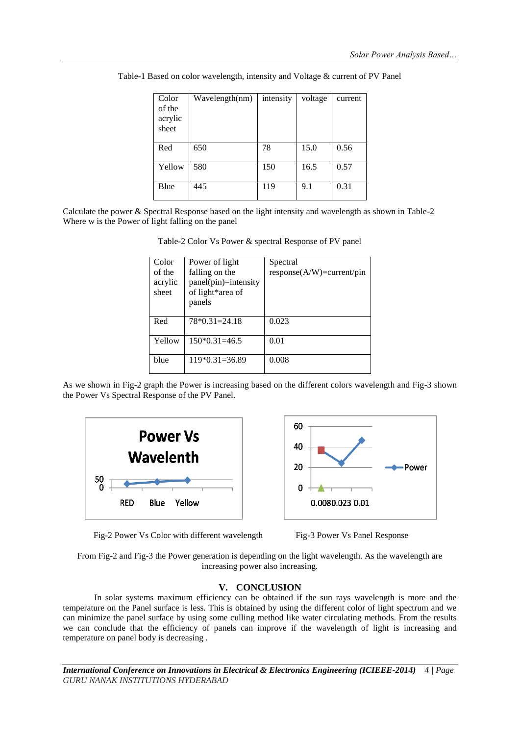Table-1 Based on color wavelength, intensity and Voltage & current of PV Panel

| Color of the acrylic sheet | Wavelength(nm) | intensity | voltage | current |
|---|---|---|---|---|
| Red | 650 | 78 | 15.0 | 0.56 |
| Yellow | 580 | 150 | 16.5 | 0.57 |
| Blue | 445 | 119 | 9.1 | 0.31 |

Calculate the power & Spectral Response based on the light intensity and wavelength as shown in Table-2
Where w is the Power of light falling on the panel

Table-2 Color Vs Power & spectral Response of PV panel

| Color of the acrylic sheet | Power of light falling on the panel(pin)=intensity of light*area of panels | Spectral response(A/W)=current/pin |
|---|---|---|
| Red | 78*0.31=24.18 | 0.023 |
| Yellow | 150*0.31=46.5 | 0.01 |
| blue | 119*0.31=36.89 | 0.008 |

As we shown in Fig-2 graph the Power is increasing based on the different colors wavelength and Fig-3 shown the Power Vs Spectral Response of the PV Panel.

Fig-2 Power Vs Color with different wavelength

Fig-3 Power Vs Panel Response

From Fig-2 and Fig-3 the Power generation is depending on the light wavelength. As the wavelength are increasing power also increasing.

## V. CONCLUSION

In solar systems maximum efficiency can be obtained if the sun rays wavelength is more and the temperature on the Panel surface is less. This is obtained by using the different color of light spectrum and we can minimize the panel surface by using some culling method like water circulating methods. From the results we can conclude that the efficiency of panels can improve if the wavelength of light is increasing and temperature on panel body is decreasing .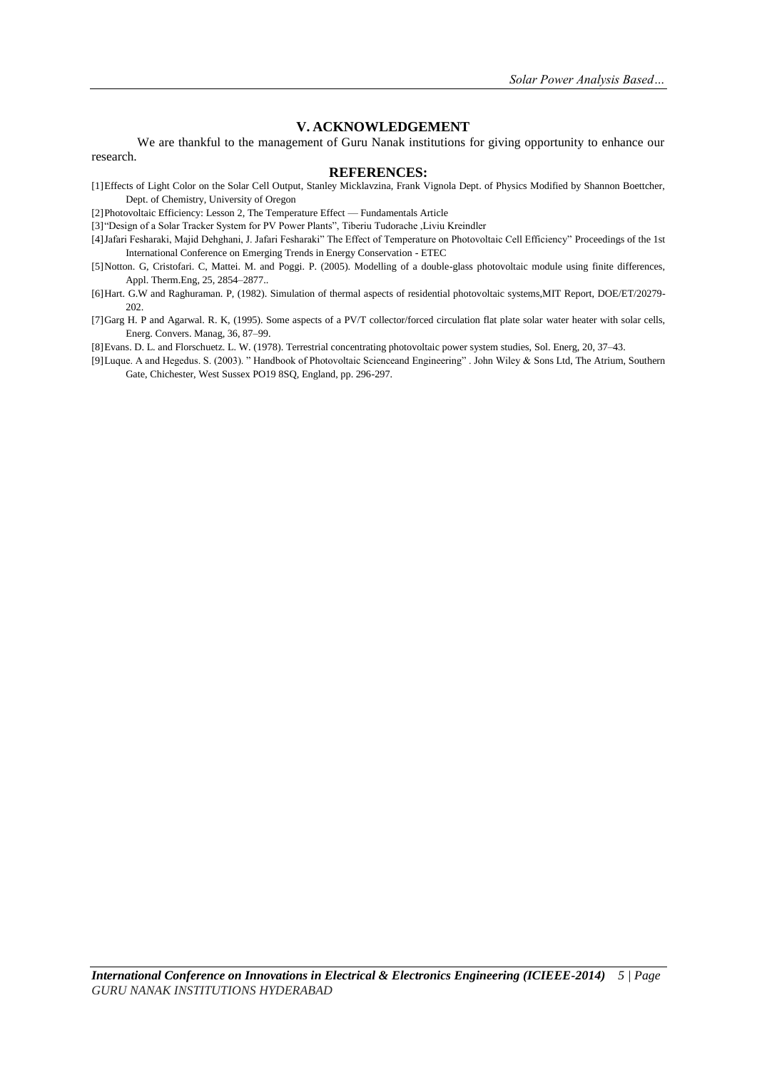## V. ACKNOWLEDGEMENT

We are thankful to the management of Guru Nanak institutions for giving opportunity to enhance our research.

## REFERENCES:

[1] Effects of Light Color on the Solar Cell Output, Stanley Micklavzina, Frank Vignola Dept. of Physics Modified by Shannon Boettcher, Dept. of Chemistry, University of Oregon

[2] Photovoltaic Efficiency: Lesson 2, The Temperature Effect — Fundamentals Article

[3] "Design of a Solar Tracker System for PV Power Plants", Tiberiu Tudorache ,Liviu Kreindler

[4] Jafari Fesharaki, Majid Dehghani, J. Jafari Fesharaki" The Effect of Temperature on Photovoltaic Cell Efficiency" Proceedings of the 1st International Conference on Emerging Trends in Energy Conservation - ETEC

[5] Notton. G, Cristofari. C, Mattei. M. and Poggi. P. (2005). Modelling of a double-glass photovoltaic module using finite differences, Appl. Therm.Eng, 25, 2854–2877..

[6] Hart. G.W and Raghuraman. P, (1982). Simulation of thermal aspects of residential photovoltaic systems,MIT Report, DOE/ET/20279-202.

[7] Garg H. P and Agarwal. R. K, (1995). Some aspects of a PV/T collector/forced circulation flat plate solar water heater with solar cells, Energ. Convers. Manag, 36, 87–99.

[8] Evans. D. L. and Florschuetz. L. W. (1978). Terrestrial concentrating photovoltaic power system studies, Sol. Energ, 20, 37–43.

[9] Luque. A and Hegedus. S. (2003). " Handbook of Photovoltaic Scienceand Engineering" . John Wiley & Sons Ltd, The Atrium, Southern Gate, Chichester, West Sussex PO19 8SQ, England, pp. 296-297.